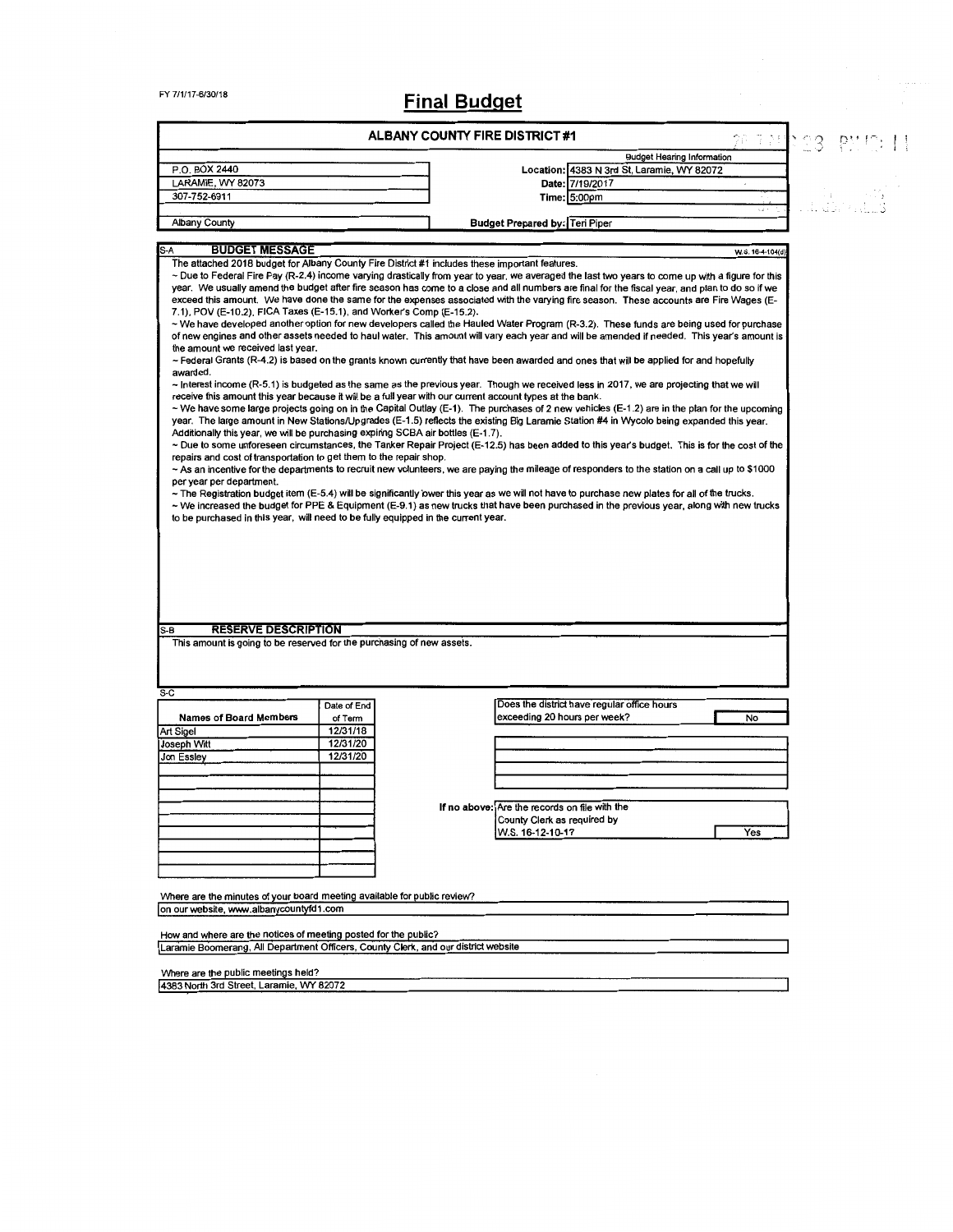FY 7/1/17-6/30/18

# Final Budget

## ALBANY COUNTY FIRE DISTRICT #1

| | Budget Hearing Information | |
|---|---|---|
| P.O. BOX 2440 | Location: | 4383 N 3rd St, Laramie, WY 82072 |
| LARAMIE, WY 82073 | Date: | 7/19/2017 |
| 307-752-6911 | Time: | 5:00pm |
| Albany County | Budget Prepared by: | Teri Piper |

### S-A BUDGET MESSAGE

W.S. 16-4-104(d)

The attached 2018 budget for Albany County Fire District #1 includes these important features.

~ Due to Federal Fire Pay (R-2.4) income varying drastically from year to year, we averaged the last two years to come up with a figure for this year. We usually amend the budget after fire season has come to a close and all numbers are final for the fiscal year, and plan to do so if we exceed this amount. We have done the same for the expenses associated with the varying fire season. These accounts are Fire Wages (E-7.1), POV (E-10.2), FICA Taxes (E-15.1), and Worker's Comp (E-15.2).

~ We have developed another option for new developers called the Hauled Water Program (R-3.2). These funds are being used for purchase of new engines and other assets needed to haul water. This amount will vary each year and will be amended if needed. This year's amount is the amount we received last year.

~ Federal Grants (R-4.2) is based on the grants known currently that have been awarded and ones that will be applied for and hopefully awarded.

~ Interest income (R-5.1) is budgeted as the same as the previous year. Though we received less in 2017, we are projecting that we will receive this amount this year because it will be a full year with our current account types at the bank.

~ We have some large projects going on in the Capital Outlay (E-1). The purchases of 2 new vehicles (E-1.2) are in the plan for the upcoming year. The large amount in New Stations/Upgrades (E-1.5) reflects the existing Big Laramie Station #4 in Wycolo being expanded this year. Additionally this year, we will be purchasing expiring SCBA air bottles (E-1.7).

~ Due to some unforeseen circumstances, the Tanker Repair Project (E-12.5) has been added to this year's budget. This is for the cost of the repairs and cost of transportation to get them to the repair shop.

~ As an incentive for the departments to recruit new volunteers, we are paying the mileage of responders to the station on a call up to $1000 per year per department.

~ The Registration budget item (E-5.4) will be significantly lower this year as we will not have to purchase new plates for all of the trucks.

~ We increased the budget for PPE & Equipment (E-9.1) as new trucks that have been purchased in the previous year, along with new trucks to be purchased in this year, will need to be fully equipped in the current year.

### S-B RESERVE DESCRIPTION

This amount is going to be reserved for the purchasing of new assets.

### S-C

| Names of Board Members | Date of End of Term |
|---|---|
| Art Sigel | 12/31/18 |
| Joseph Witt | 12/31/20 |
| Jon Essley | 12/31/20 |

Does the district have regular office hours exceeding 20 hours per week? **No**

If no above: Are the records on file with the County Clerk as required by W.S. 16-12-10-1? **Yes**

Where are the minutes of your board meeting available for public review?

on our website, www.albanycountyfd1.com

How and where are the notices of meeting posted for the public?

Laramie Boomerang, All Department Officers, County Clerk, and our district website

Where are the public meetings held?

4383 North 3rd Street, Laramie, WY 82072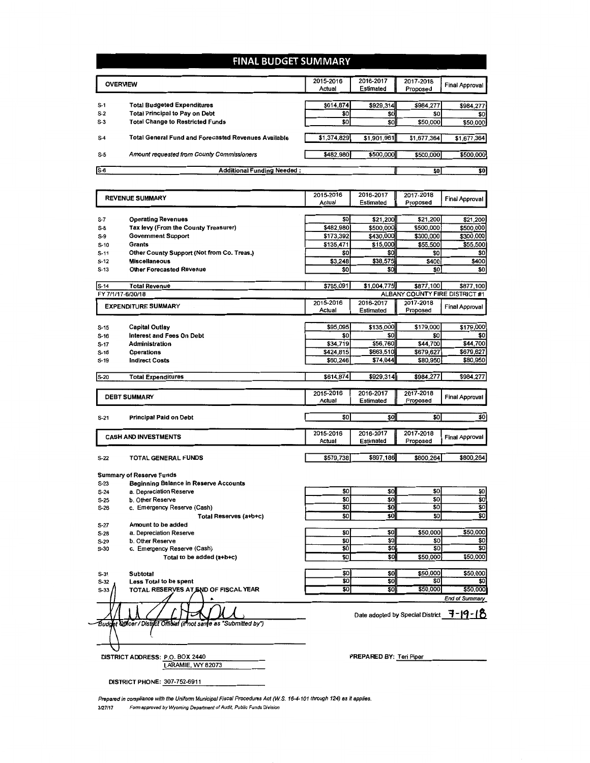# FINAL BUDGET SUMMARY

| | OVERVIEW | 2015-2016 Actual | 2016-2017 Estimated | 2017-2018 Proposed | Final Approval |
|---|---|---|---|---|---|
| S-1 | Total Budgeted Expenditures | $614,874 | $929,314 | $984,277 | $984,277 |
| S-2 | Total Principal to Pay on Debt | $0 | $0 | $0 | $0 |
| S-3 | Total Change to Restricted Funds | $0 | $0 | $50,000 | $50,000 |
| S-4 | Total General Fund and Forecasted Revenues Available | $1,374,829 | $1,901,961 | $1,677,364 | $1,677,364 |
| S-5 | *Amount requested from County Commissioners* | $482,980 | $500,000 | $500,000 | $500,000 |
| S-6 | **Additional Funding Needed :** | | | $0 | $0 |

| | REVENUE SUMMARY | 2015-2016 Actual | 2016-2017 Estimated | 2017-2018 Proposed | Final Approval |
|---|---|---|---|---|---|
| S-7 | Operating Revenues | $0 | $21,200 | $21,200 | $21,200 |
| S-8 | Tax levy (From the County Treasurer) | $482,980 | $500,000 | $500,000 | $500,000 |
| S-9 | Government Support | $173,392 | $430,000 | $300,000 | $300,000 |
| S-10 | Grants | $135,471 | $15,000 | $55,500 | $55,500 |
| S-11 | Other County Support (Not from Co. Treas.) | $0 | $0 | $0 | $0 |
| S-12 | Miscellaneous | $3,248 | $38,575 | $400 | $400 |
| S-13 | Other Forecasted Revenue | $0 | $0 | $0 | $0 |
| S-14 | Total Revenue | $795,091 | $1,004,775 | $877,100 | $877,100 |

FY 7/1/17-6/30/18 — ALBANY COUNTY FIRE DISTRICT #1

| | EXPENDITURE SUMMARY | 2015-2016 Actual | 2016-2017 Estimated | 2017-2018 Proposed | Final Approval |
|---|---|---|---|---|---|
| S-15 | Capital Outlay | $95,095 | $135,000 | $179,000 | $179,000 |
| S-16 | Interest and Fees On Debt | $0 | $0 | $0 | $0 |
| S-17 | Administration | $34,719 | $56,760 | $44,700 | $44,700 |
| S-18 | Operations | $424,815 | $663,510 | $679,627 | $679,627 |
| S-19 | Indirect Costs | $60,246 | $74,044 | $80,950 | $80,950 |
| S-20 | Total Expenditures | $614,874 | $929,314 | $984,277 | $984,277 |

| | DEBT SUMMARY | 2015-2016 Actual | 2016-2017 Estimated | 2017-2018 Proposed | Final Approval |
|---|---|---|---|---|---|
| S-21 | Principal Paid on Debt | $0 | $0 | $0 | $0 |

| | CASH AND INVESTMENTS | 2015-2016 Actual | 2016-2017 Estimated | 2017-2018 Proposed | Final Approval |
|---|---|---|---|---|---|
| S-22 | TOTAL GENERAL FUNDS | $579,738 | $897,186 | $800,264 | $800,264 |
| | **Summary of Reserve Funds** | | | | |
| S-23 | Beginning Balance in Reserve Accounts | | | | |
| S-24 | a. Depreciation Reserve | $0 | $0 | $0 | $0 |
| S-25 | b. Other Reserve | $0 | $0 | $0 | $0 |
| S-26 | c. Emergency Reserve (Cash) | $0 | $0 | $0 | $0 |
| | Total Reserves (a+b+c) | $0 | $0 | $0 | $0 |
| S-27 | Amount to be added | | | | |
| S-28 | a. Depreciation Reserve | $0 | $0 | $50,000 | $50,000 |
| S-29 | b. Other Reserve | $0 | $0 | $0 | $0 |
| S-30 | c. Emergency Reserve (Cash) | $0 | $0 | $0 | $0 |
| | Total to be added (a+b+c) | $0 | $0 | $50,000 | $50,000 |
| S-31 | Subtotal | $0 | $0 | $50,000 | $50,000 |
| S-32 | Less Total to be spent | $0 | $0 | $0 | $0 |
| S-33 | TOTAL RESERVES AT END OF FISCAL YEAR | $0 | $0 | $50,000 | $50,000 |

*End of Summary*

*Budget Officer / District Official (if not same as "Submitted by")*

Date adopted by Special District 7-19-18

DISTRICT ADDRESS: P.O. BOX 2440
LARAMIE, WY 82073

PREPARED BY: Teri Piper

DISTRICT PHONE: 307-752-6911

*Prepared in compliance with the Uniform Municipal Fiscal Procedures Act (W.S. 16-4-101 through 124) as it applies.*

3/27/17 *Form approved by Wyoming Department of Audit, Public Funds Division*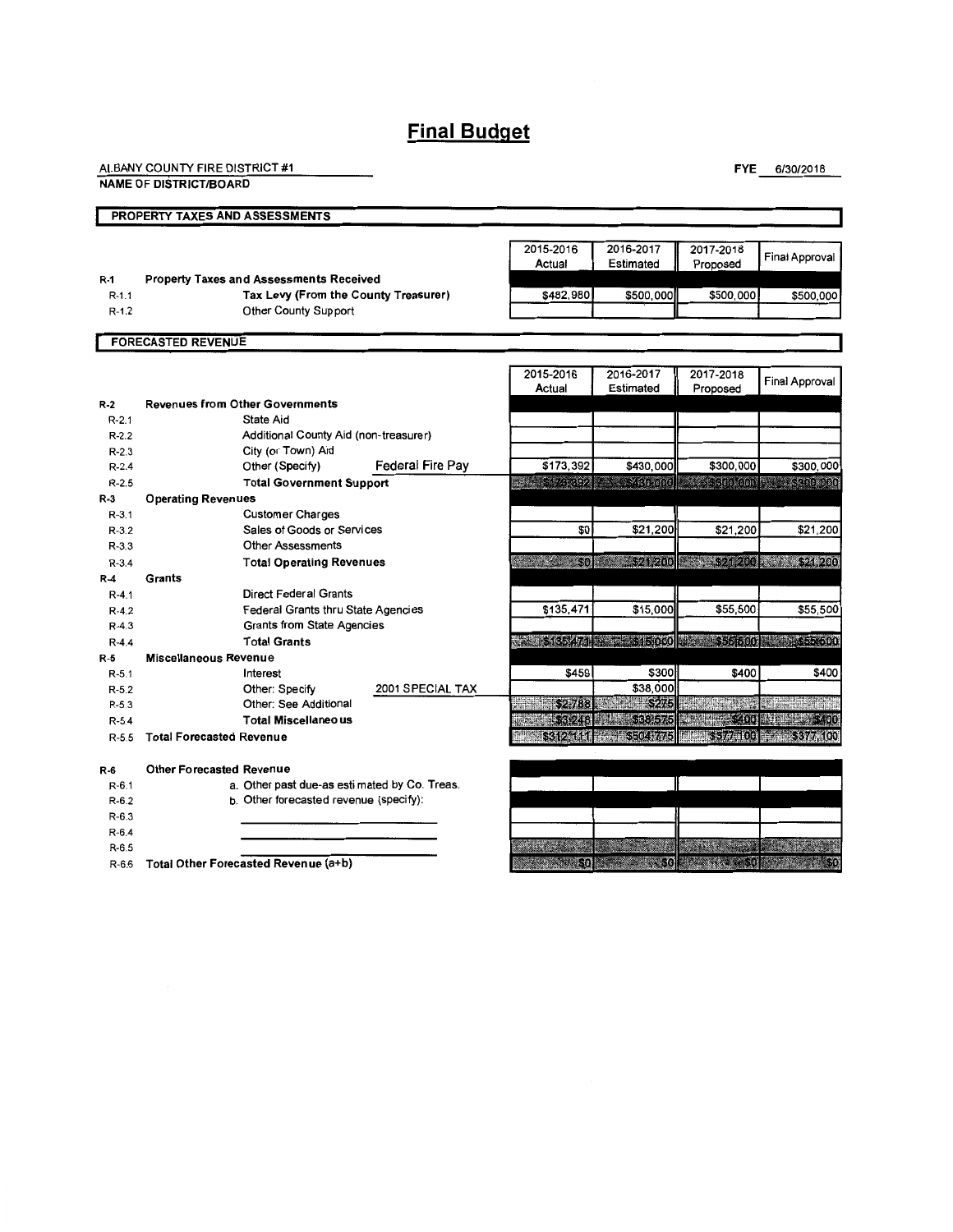# Final Budget

ALBANY COUNTY FIRE DISTRICT #1

**NAME OF DISTRICT/BOARD**

**FYE** 6/30/2018

## PROPERTY TAXES AND ASSESSMENTS

| | | 2015-2016 Actual | 2016-2017 Estimated | 2017-2018 Proposed | Final Approval |
|---|---|---|---|---|---|
| R-1 | **Property Taxes and Assessments Received** | | | | |
| R-1.1 | **Tax Levy (From the County Treasurer)** | $482,980 | $500,000 | $500,000 | $500,000 |
| R-1.2 | Other County Support | | | | |

## FORECASTED REVENUE

| | | 2015-2016 Actual | 2016-2017 Estimated | 2017-2018 Proposed | Final Approval |
|---|---|---|---|---|---|
| R-2 | **Revenues from Other Governments** | | | | |
| R-2.1 | State Aid | | | | |
| R-2.2 | Additional County Aid (non-treasurer) | | | | |
| R-2.3 | City (or Town) Aid | | | | |
| R-2.4 | Other (Specify) Federal Fire Pay | $173,392 | $430,000 | $300,000 | $300,000 |
| R-2.5 | **Total Government Support** | $173,392 | $430,000 | $300,000 | $300,000 |
| R-3 | **Operating Revenues** | | | | |
| R-3.1 | Customer Charges | | | | |
| R-3.2 | Sales of Goods or Services | $0 | $21,200 | $21,200 | $21,200 |
| R-3.3 | Other Assessments | | | | |
| R-3.4 | **Total Operating Revenues** | $0 | $21,200 | $21,200 | $21,200 |
| R-4 | **Grants** | | | | |
| R-4.1 | Direct Federal Grants | | | | |
| R-4.2 | Federal Grants thru State Agencies | $135,471 | $15,000 | $55,500 | $55,500 |
| R-4.3 | Grants from State Agencies | | | | |
| R-4.4 | **Total Grants** | $135,471 | $15,000 | $55,500 | $55,500 |
| R-5 | **Miscellaneous Revenue** | | | | |
| R-5.1 | Interest | $459 | $300 | $400 | $400 |
| R-5.2 | Other: Specify 2001 SPECIAL TAX | | $38,000 | | |
| R-5.3 | Other: See Additional | $2,788 | $275 | | |
| R-5.4 | **Total Miscellaneous** | $3,248 | $38,575 | $400 | $400 |
| R-5.5 | **Total Forecasted Revenue** | $312,111 | $504,775 | $377,100 | $377,100 |
| R-6 | **Other Forecasted Revenue** | | | | |
| R-6.1 | a. Other past due-as estimated by Co. Treas. | | | | |
| R-6.2 | b. Other forecasted revenue (specify): | | | | |
| R-6.3 | | | | | |
| R-6.4 | | | | | |
| R-6.5 | | | | | |
| R-6.6 | **Total Other Forecasted Revenue (a+b)** | $0 | $0 | $0 | $0 |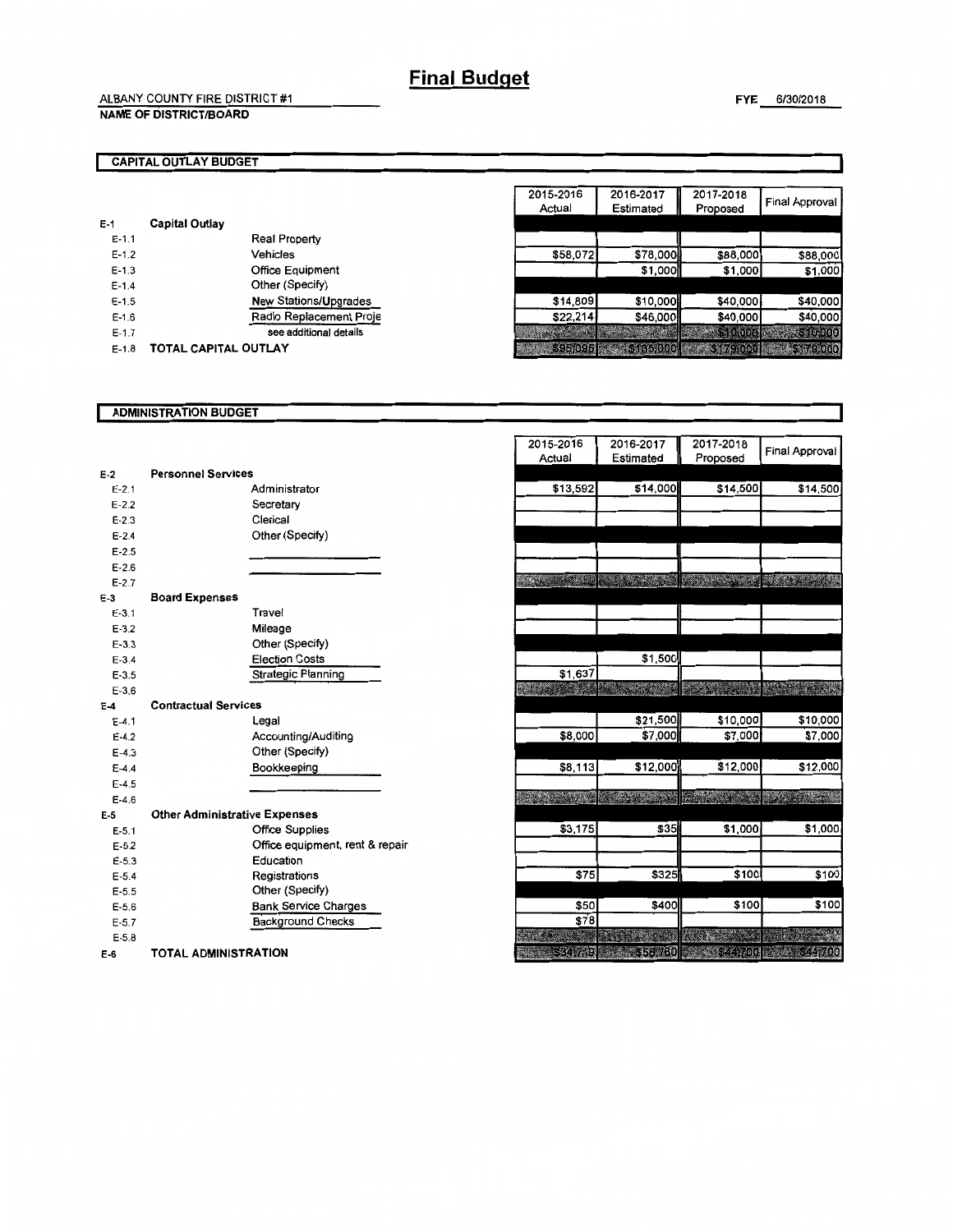# Final Budget

ALBANY COUNTY FIRE DISTRICT #1
**NAME OF DISTRICT/BOARD**

**FYE** 6/30/2018

## CAPITAL OUTLAY BUDGET

| | | | 2015-2016 Actual | 2016-2017 Estimated | 2017-2018 Proposed | Final Approval |
|---|---|---|---|---|---|---|
| E-1 | **Capital Outlay** | | | | | |
| E-1.1 | | Real Property | | | | |
| E-1.2 | | Vehicles | $58,072 | $78,000 | $88,000 | $88,000 |
| E-1.3 | | Office Equipment | | $1,000 | $1,000 | $1,000 |
| E-1.4 | | Other (Specify) | | | | |
| E-1.5 | | New Stations/Upgrades | $14,809 | $10,000 | $40,000 | $40,000 |
| E-1.6 | | Radio Replacement Proje | $22,214 | $46,000 | $40,000 | $40,000 |
| E-1.7 | | see additional details | | | $10,000 | $10,000 |
| E-1.8 | **TOTAL CAPITAL OUTLAY** | | $95,095 | $135,000 | $179,000 | $179,000 |

## ADMINISTRATION BUDGET

| | | | 2015-2016 Actual | 2016-2017 Estimated | 2017-2018 Proposed | Final Approval |
|---|---|---|---|---|---|---|
| E-2 | **Personnel Services** | | | | | |
| E-2.1 | | Administrator | $13,592 | $14,000 | $14,500 | $14,500 |
| E-2.2 | | Secretary | | | | |
| E-2.3 | | Clerical | | | | |
| E-2.4 | | Other (Specify) | | | | |
| E-2.5 | | | | | | |
| E-2.6 | | | | | | |
| E-2.7 | | | | | | |
| E-3 | **Board Expenses** | | | | | |
| E-3.1 | | Travel | | | | |
| E-3.2 | | Mileage | | | | |
| E-3.3 | | Other (Specify) | | | | |
| E-3.4 | | Election Costs | | $1,500 | | |
| E-3.5 | | Strategic Planning | $1,637 | | | |
| E-3.6 | | | | | | |
| E-4 | **Contractual Services** | | | | | |
| E-4.1 | | Legal | | $21,500 | $10,000 | $10,000 |
| E-4.2 | | Accounting/Auditing | $8,000 | $7,000 | $7,000 | $7,000 |
| E-4.3 | | Other (Specify) | | | | |
| E-4.4 | | Bookkeeping | $8,113 | $12,000 | $12,000 | $12,000 |
| E-4.5 | | | | | | |
| E-4.6 | | | | | | |
| E-5 | **Other Administrative Expenses** | | | | | |
| E-5.1 | | Office Supplies | $3,175 | $35 | $1,000 | $1,000 |
| E-5.2 | | Office equipment, rent & repair | | | | |
| E-5.3 | | Education | | | | |
| E-5.4 | | Registrations | $75 | $325 | $100 | $100 |
| E-5.5 | | Other (Specify) | | | | |
| E-5.6 | | Bank Service Charges | $50 | $400 | $100 | $100 |
| E-5.7 | | Background Checks | $78 | | | |
| E-5.8 | | | | | | |
| E-6 | **TOTAL ADMINISTRATION** | | $34,719 | $56,760 | $44,700 | $44,700 |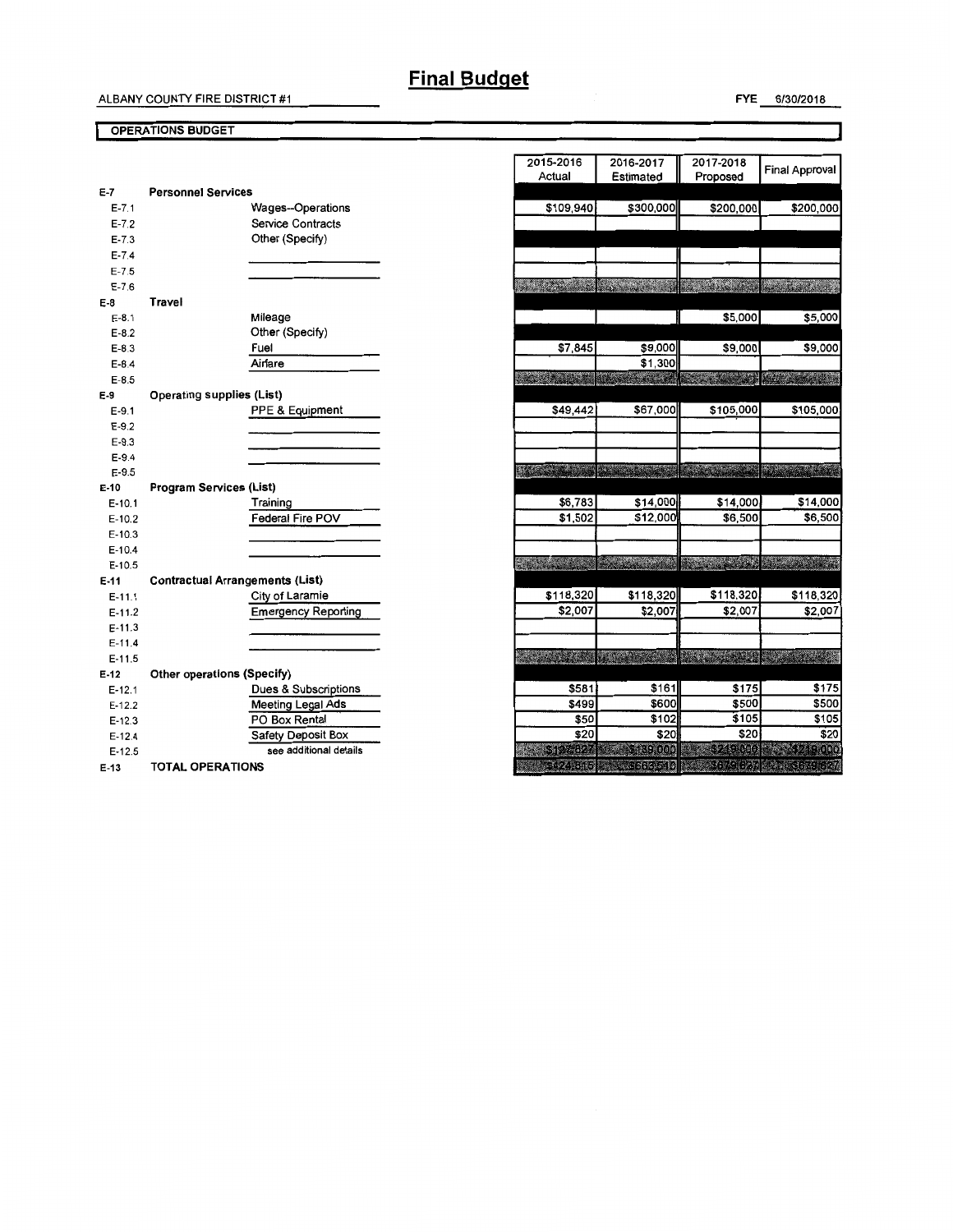# Final Budget

ALBANY COUNTY FIRE DISTRICT #1

FYE 6/30/2018

**OPERATIONS BUDGET**

| | | | 2015-2016 Actual | 2016-2017 Estimated | 2017-2018 Proposed | Final Approval |
|---|---|---|---|---|---|---|
| E-7 | **Personnel Services** | | | | | |
| E-7.1 | | Wages--Operations | $109,940 | $300,000 | $200,000 | $200,000 |
| E-7.2 | | Service Contracts | | | | |
| E-7.3 | | Other (Specify) | | | | |
| E-7.4 | | | | | | |
| E-7.5 | | | | | | |
| E-7.6 | | | | | | |
| E-8 | **Travel** | | | | | |
| E-8.1 | | Mileage | | | $5,000 | $5,000 |
| E-8.2 | | Other (Specify) | | | | |
| E-8.3 | | Fuel | $7,845 | $9,000 | $9,000 | $9,000 |
| E-8.4 | | Airfare | | $1,300 | | |
| E-8.5 | | | | | | |
| E-9 | **Operating supplies (List)** | | | | | |
| E-9.1 | | PPE & Equipment | $49,442 | $67,000 | $105,000 | $105,000 |
| E-9.2 | | | | | | |
| E-9.3 | | | | | | |
| E-9.4 | | | | | | |
| E-9.5 | | | | | | |
| E-10 | **Program Services (List)** | | | | | |
| E-10.1 | | Training | $6,783 | $14,000 | $14,000 | $14,000 |
| E-10.2 | | Federal Fire POV | $1,502 | $12,000 | $6,500 | $6,500 |
| E-10.3 | | | | | | |
| E-10.4 | | | | | | |
| E-10.5 | | | | | | |
| E-11 | **Contractual Arrangements (List)** | | | | | |
| E-11.1 | | City of Laramie | $118,320 | $118,320 | $118,320 | $118,320 |
| E-11.2 | | Emergency Reporting | $2,007 | $2,007 | $2,007 | $2,007 |
| E-11.3 | | | | | | |
| E-11.4 | | | | | | |
| E-11.5 | | | | | | |
| E-12 | **Other operations (Specify)** | | | | | |
| E-12.1 | | Dues & Subscriptions | $581 | $161 | $175 | $175 |
| E-12.2 | | Meeting Legal Ads | $499 | $600 | $500 | $500 |
| E-12.3 | | PO Box Rental | $50 | $102 | $105 | $105 |
| E-12.4 | | Safety Deposit Box | $20 | $20 | $20 | $20 |
| E-12.5 | | see additional details | $127,827 | $139,000 | $219,000 | $219,000 |
| E-13 | **TOTAL OPERATIONS** | | $424,815 | $663,510 | $679,627 | $679,627 |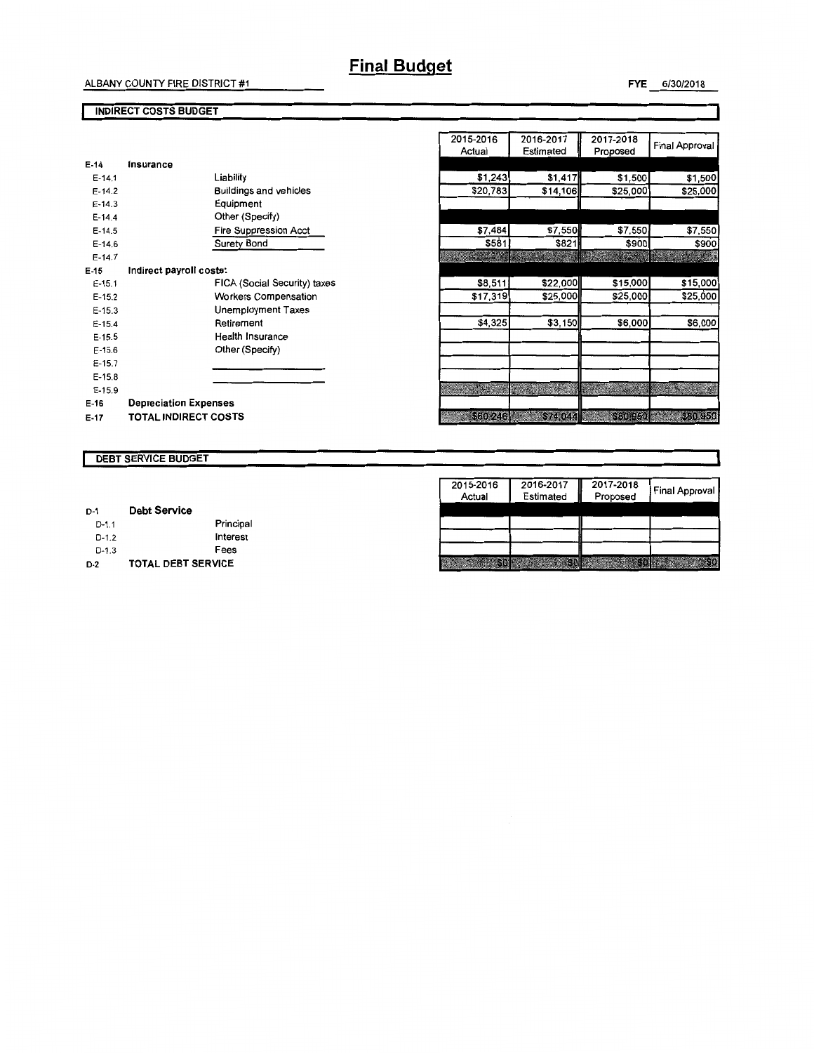# Final Budget

ALBANY COUNTY FIRE DISTRICT #1

**FYE** 6/30/2018

## INDIRECT COSTS BUDGET

| | | | 2015-2016 Actual | 2016-2017 Estimated | 2017-2018 Proposed | Final Approval |
|---|---|---|---|---|---|---|
| E-14 | **Insurance** | | | | | |
| E-14.1 | | Liability | $1,243 | $1,417 | $1,500 | $1,500 |
| E-14.2 | | Buildings and vehicles | $20,783 | $14,106 | $25,000 | $25,000 |
| E-14.3 | | Equipment | | | | |
| E-14.4 | | Other (Specify) | | | | |
| E-14.5 | | Fire Suppression Acct | $7,484 | $7,550 | $7,550 | $7,550 |
| E-14.6 | | Surety Bond | $581 | $821 | $900 | $900 |
| E-14.7 | | | | | | |
| E-15 | **Indirect payroll costs:** | | | | | |
| E-15.1 | | FICA (Social Security) taxes | $8,511 | $22,000 | $15,000 | $15,000 |
| E-15.2 | | Workers Compensation | $17,319 | $25,000 | $25,000 | $25,000 |
| E-15.3 | | Unemployment Taxes | | | | |
| E-15.4 | | Retirement | $4,325 | $3,150 | $6,000 | $6,000 |
| E-15.5 | | Health Insurance | | | | |
| E-15.6 | | Other (Specify) | | | | |
| E-15.7 | | | | | | |
| E-15.8 | | | | | | |
| E-15.9 | | | | | | |
| E-16 | **Depreciation Expenses** | | | | | |
| E-17 | **TOTAL INDIRECT COSTS** | | $60,246 | $74,044 | $80,950 | $80,950 |

## DEBT SERVICE BUDGET

| | | | 2015-2016 Actual | 2016-2017 Estimated | 2017-2018 Proposed | Final Approval |
|---|---|---|---|---|---|---|
| D-1 | **Debt Service** | | | | | |
| D-1.1 | | Principal | | | | |
| D-1.2 | | Interest | | | | |
| D-1.3 | | Fees | | | | |
| D-2 | **TOTAL DEBT SERVICE** | | $0 | $0 | $0 | $0 |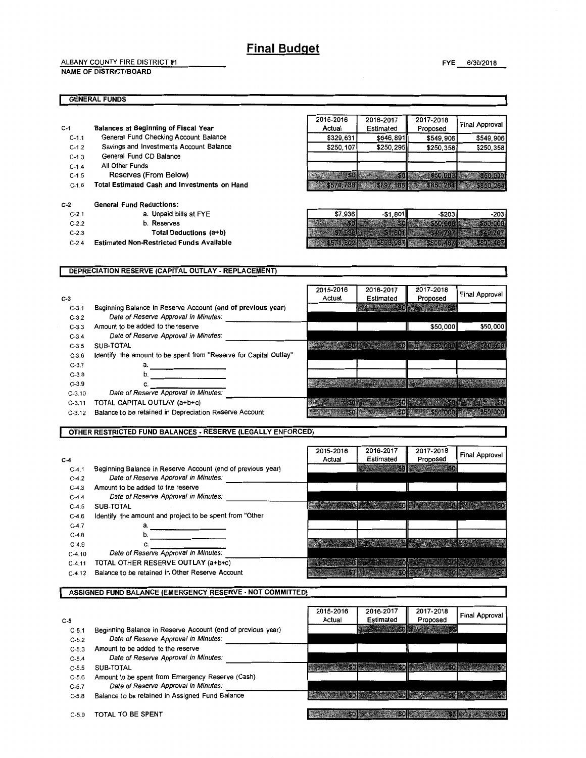# Final Budget

ALBANY COUNTY FIRE DISTRICT #1
**NAME OF DISTRICT/BOARD**

**FYE** 6/30/2018

## GENERAL FUNDS

| | | 2015-2016 Actual | 2016-2017 Estimated | 2017-2018 Proposed | Final Approval |
|---|---|---|---|---|---|
| C-1 | **Balances at Beginning of Fiscal Year** | | | | |
| C-1.1 | General Fund Checking Account Balance | $329,631 | $646,891 | $549,906 | $549,906 |
| C-1.2 | Savings and Investments Account Balance | $250,107 | $250,295 | $250,358 | $250,358 |
| C-1.3 | General Fund CD Balance | | | | |
| C-1.4 | All Other Funds | | | | |
| C-1.5 | Reserves (From Below) | $0 | $0 | $50,000 | $50,000 |
| C-1.6 | **Total Estimated Cash and Investments on Hand** | $579,738 | $897,186 | $850,264 | $850,264 |
| C-2 | **General Fund Reductions:** | | | | |
| C-2.1 | a. Unpaid bills at FYE | $7,936 | -$1,801 | -$203 | -203 |
| C-2.2 | b. Reserves | $0 | $0 | $50,000 | $50,000 |
| C-2.3 | **Total Deductions (a+b)** | $7,936 | -$1,801 | $49,797 | $49,797 |
| C-2.4 | **Estimated Non-Restricted Funds Available** | $571,802 | $898,987 | $800,467 | $800,467 |

## DEPRECIATION RESERVE (CAPITAL OUTLAY - REPLACEMENT)

| C-3 | | 2015-2016 Actual | 2016-2017 Estimated | 2017-2018 Proposed | Final Approval |
|---|---|---|---|---|---|
| C-3.1 | Beginning Balance in Reserve Account (**end of previous year**) | | $0 | $0 | |
| C-3.2 | *Date of Reserve Approval in Minutes:* | | | | |
| C-3.3 | Amount to be added to the reserve | | | $50,000 | $50,000 |
| C-3.4 | *Date of Reserve Approval in Minutes:* | | | | |
| C-3.5 | SUB-TOTAL | $0 | $0 | $50,000 | $50,000 |
| C-3.6 | Identify the amount to be spent from "Reserve for Capital Outlay" | | | | |
| C-3.7 | a. | | | | |
| C-3.8 | b. | | | | |
| C-3.9 | c. | | | | |
| C-3.10 | *Date of Reserve Approval in Minutes:* | | | | |
| C-3.11 | TOTAL CAPITAL OUTLAY (a+b+c) | $0 | $0 | $0 | $0 |
| C-3.12 | Balance to be retained in Depreciation Reserve Account | $0 | $0 | $50,000 | $50,000 |

## OTHER RESTRICTED FUND BALANCES - RESERVE (LEGALLY ENFORCED)

| C-4 | | 2015-2016 Actual | 2016-2017 Estimated | 2017-2018 Proposed | Final Approval |
|---|---|---|---|---|---|
| C-4.1 | Beginning Balance in Reserve Account (end of previous year) | | $0 | $0 | |
| C-4.2 | *Date of Reserve Approval in Minutes:* | | | | |
| C-4.3 | Amount to be added to the reserve | | | | |
| C-4.4 | *Date of Reserve Approval in Minutes:* | | | | |
| C-4.5 | SUB-TOTAL | $0 | $0 | $0 | $0 |
| C-4.6 | Identify the amount and project to be spent from "Other | | | | |
| C-4.7 | a. | | | | |
| C-4.8 | b. | | | | |
| C-4.9 | c. | | | | |
| C-4.10 | *Date of Reserve Approval in Minutes:* | | | | |
| C-4.11 | TOTAL OTHER RESERVE OUTLAY (a+b+c) | $0 | $0 | $0 | $0 |
| C-4.12 | Balance to be retained in Other Reserve Account | $0 | $0 | $0 | $0 |

## ASSIGNED FUND BALANCE (EMERGENCY RESERVE - NOT COMMITTED)

| C-5 | | 2015-2016 Actual | 2016-2017 Estimated | 2017-2018 Proposed | Final Approval |
|---|---|---|---|---|---|
| C-5.1 | Beginning Balance in Reserve Account (end of previous year) | | $0 | $0 | |
| C-5.2 | *Date of Reserve Approval in Minutes:* | | | | |
| C-5.3 | Amount to be added to the reserve | | | | |
| C-5.4 | *Date of Reserve Approval in Minutes:* | | | | |
| C-5.5 | SUB-TOTAL | $0 | $0 | $0 | $0 |
| C-5.6 | Amount to be spent from Emergency Reserve (Cash) | | | | |
| C-5.7 | *Date of Reserve Approval in Minutes:* | | | | |
| C-5.8 | Balance to be retained in Assigned Fund Balance | $0 | $0 | $0 | $0 |
| C-5.9 | TOTAL TO BE SPENT | $0 | $0 | $0 | $0 |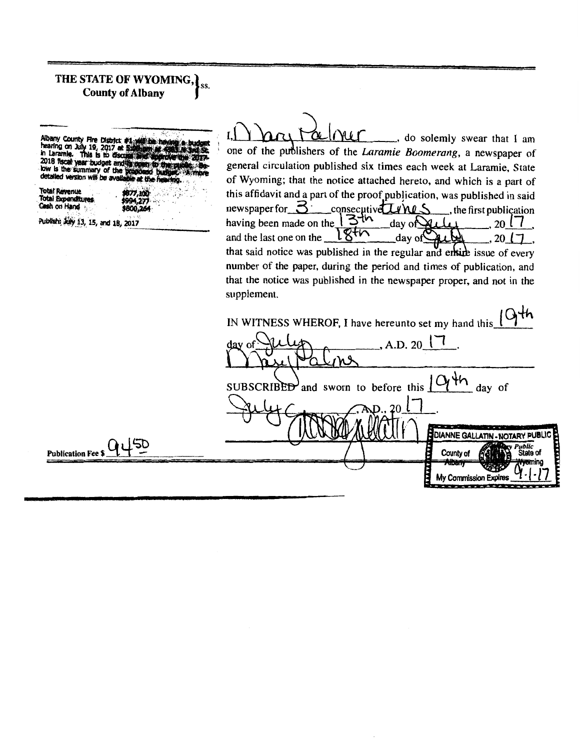**THE STATE OF WYOMING,**
**County of Albany** } ss.

Albany County Fire District #1 will be having a budget hearing on July 19, 2017 at 5:30 pm at 4083 N 3rd St. in Laramie. This is to discuss and approve the 2017-2018 fiscal year budget and is open to the public. Below is the summary of the proposed budget. A more detailed version will be available at the hearing.

| | |
|---|---|
| Total Revenue | $877,100 |
| Total Expenditures | $994,277 |
| Cash on Hand | $800,264 |

Publish: July 13, 15, and 18, 2017

I, Mary Palmer, do solemly swear that I am one of the publishers of the *Laramie Boomerang*, a newspaper of general circulation published six times each week at Laramie, State of Wyoming; that the notice attached hereto, and which is a part of this affidavit and a part of the proof publication, was published in said newspaper for 3 consecutive times, the first publication having been made on the 13th day of July, 2017, and the last one on the 18th day of July, 2017, that said notice was published in the regular and entire issue of every number of the paper, during the period and times of publication, and that the notice was published in the newspaper proper, and not in the supplement.

IN WITNESS WHEREOF, I have hereunto set my hand this 19th day of July, A.D. 2017.

Mary Palmer

SUBSCRIBED and sworn to before this 19th day of July, A.D., 2017.

Dianne Gallatin

DIANNE GALLATIN - NOTARY PUBLIC
County of Albany, State of Wyoming
My Commission Expires 9-1-17

Publication Fee $ 94.50